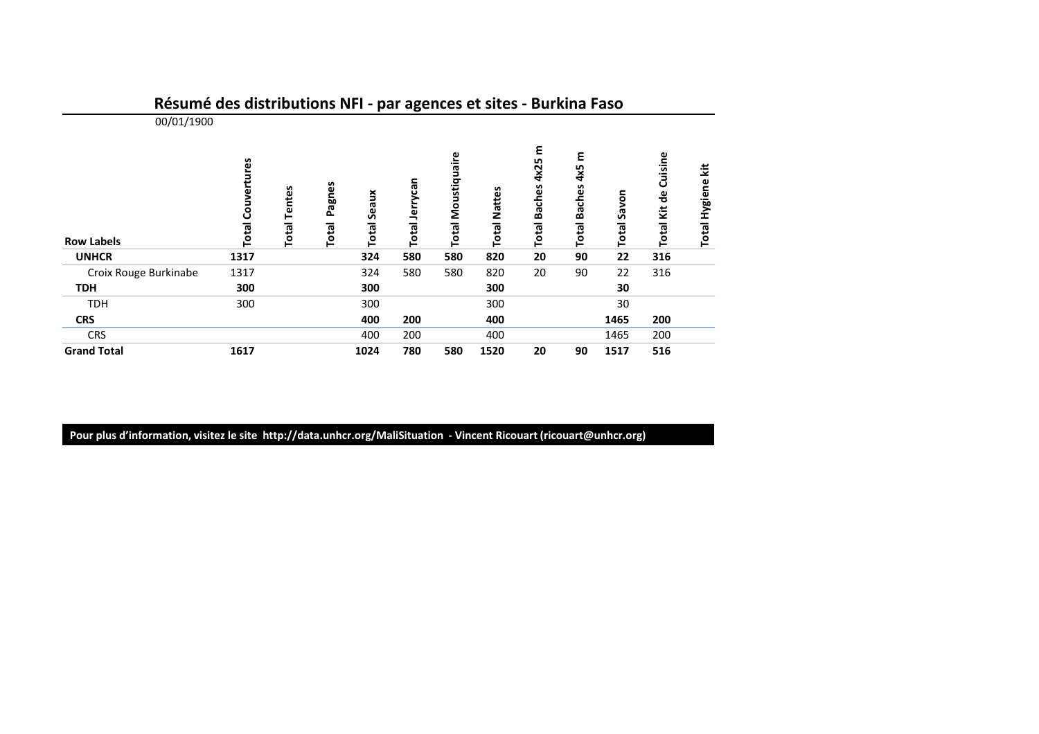## Résumé des distributions NFI - par agences et sites - Burkina Faso

00/01/1900

| Row Labels | Total Couvertures | Total Tentes | Total Pagnes | Total Seaux | Total Jerrycan | Total Moustiquaire | Total Nattes | Total Baches 4x25 m | Total Baches 4x5 m | Total Savon | Total Kit de Cuisine | Total Hygiene kit |
|---|---|---|---|---|---|---|---|---|---|---|---|---|
| **UNHCR** | **1317** | | | **324** | **580** | **580** | **820** | **20** | **90** | **22** | **316** | |
| Croix Rouge Burkinabe | 1317 | | | 324 | 580 | 580 | 820 | 20 | 90 | 22 | 316 | |
| **TDH** | **300** | | | **300** | | | **300** | | | **30** | | |
| TDH | 300 | | | 300 | | | 300 | | | 30 | | |
| **CRS** | | | | **400** | **200** | | **400** | | | **1465** | **200** | |
| CRS | | | | 400 | 200 | | 400 | | | 1465 | 200 | |
| **Grand Total** | **1617** | | | **1024** | **780** | **580** | **1520** | **20** | **90** | **1517** | **516** | |

**Pour plus d'information, visitez le site http://data.unhcr.org/MaliSituation - Vincent Ricouart (ricouart@unhcr.org)**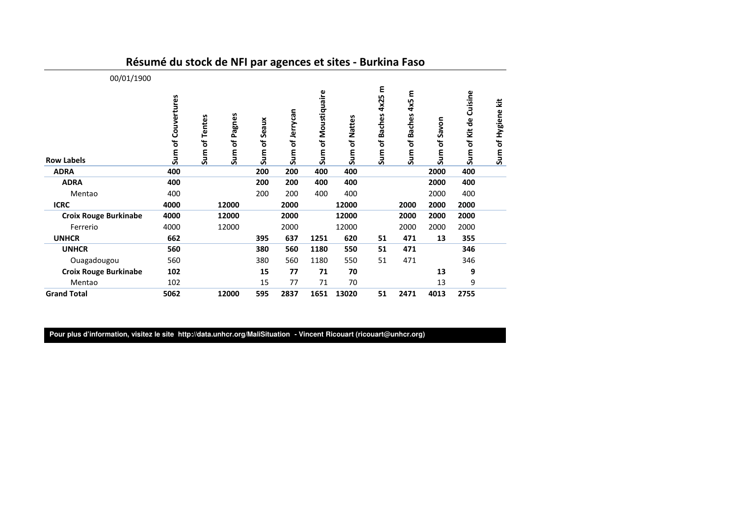# Résumé du stock de NFI par agences et sites - Burkina Faso

00/01/1900

| Row Labels | Sum of Couvertures | Sum of Tentes | Sum of Pagnes | Sum of Seaux | Sum of Jerrycan | Sum of Moustiquaire | Sum of Nattes | Sum of Baches 4x25 m | Sum of Baches 4x5 m | Sum of Savon | Sum of Kit de Cuisine | Sum of Hygiene kit |
|---|---|---|---|---|---|---|---|---|---|---|---|---|
| **ADRA** | **400** | | | **200** | **200** | **400** | **400** | | | **2000** | **400** | |
| **ADRA** | **400** | | | **200** | **200** | **400** | **400** | | | **2000** | **400** | |
| Mentao | 400 | | | 200 | 200 | 400 | 400 | | | 2000 | 400 | |
| **ICRC** | **4000** | | **12000** | | **2000** | | **12000** | | **2000** | **2000** | **2000** | |
| **Croix Rouge Burkinabe** | **4000** | | **12000** | | **2000** | | **12000** | | **2000** | **2000** | **2000** | |
| Ferrerio | 4000 | | 12000 | | 2000 | | 12000 | | 2000 | 2000 | 2000 | |
| **UNHCR** | **662** | | | **395** | **637** | **1251** | **620** | **51** | **471** | **13** | **355** | |
| **UNHCR** | **560** | | | **380** | **560** | **1180** | **550** | **51** | **471** | | **346** | |
| Ouagadougou | 560 | | | 380 | 560 | 1180 | 550 | 51 | 471 | | 346 | |
| **Croix Rouge Burkinabe** | **102** | | | **15** | **77** | **71** | **70** | | | **13** | **9** | |
| Mentao | 102 | | | 15 | 77 | 71 | 70 | | | 13 | 9 | |
| **Grand Total** | **5062** | | **12000** | **595** | **2837** | **1651** | **13020** | **51** | **2471** | **4013** | **2755** | |

**Pour plus d'information, visitez le site http://data.unhcr.org/MaliSituation - Vincent Ricouart (ricouart@unhcr.org)**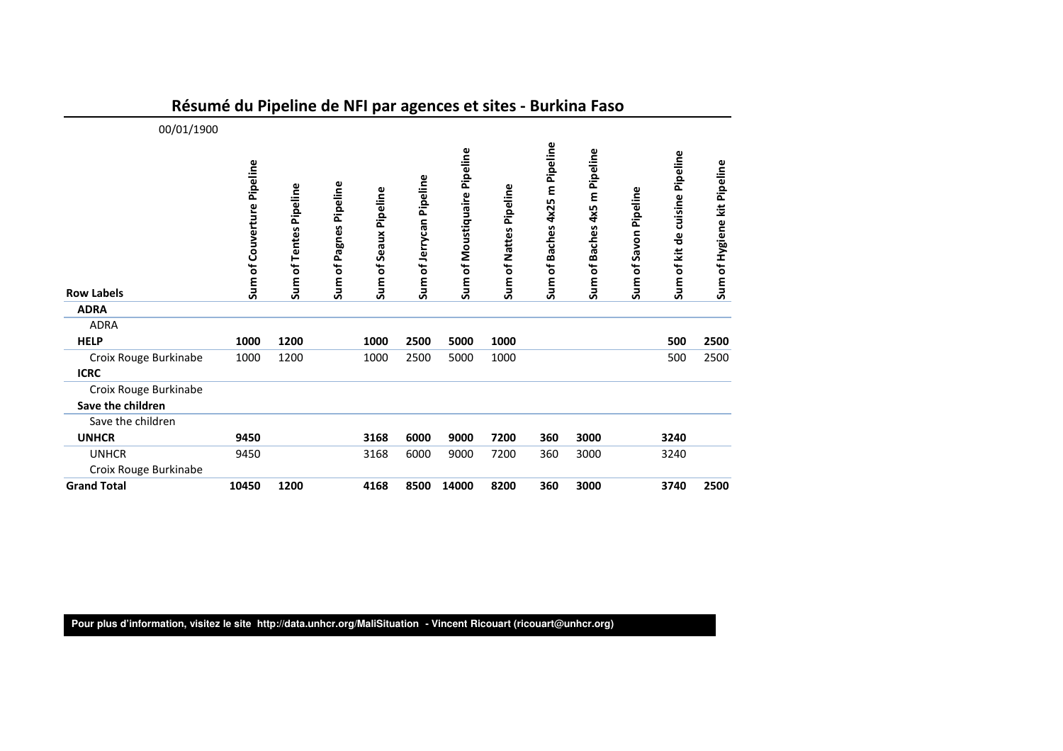## Résumé du Pipeline de NFI par agences et sites - Burkina Faso

00/01/1900

| Row Labels | Sum of Couverture Pipeline | Sum of Tentes Pipeline | Sum of Pagnes Pipeline | Sum of Seaux Pipeline | Sum of Jerrycan Pipeline | Sum of Moustiquaire Pipeline | Sum of Nattes Pipeline | Sum of Baches 4x25 m Pipeline | Sum of Baches 4x5 m Pipeline | Sum of Savon Pipeline | Sum of kit de cuisine Pipeline | Sum of Hygiene kit Pipeline |
|---|---|---|---|---|---|---|---|---|---|---|---|---|
| **ADRA** | | | | | | | | | | | | |
| ADRA | | | | | | | | | | | | |
| **HELP** | **1000** | **1200** | | **1000** | **2500** | **5000** | **1000** | | | | **500** | **2500** |
| Croix Rouge Burkinabe | 1000 | 1200 | | 1000 | 2500 | 5000 | 1000 | | | | 500 | 2500 |
| **ICRC** | | | | | | | | | | | | |
| Croix Rouge Burkinabe | | | | | | | | | | | | |
| **Save the children** | | | | | | | | | | | | |
| Save the children | | | | | | | | | | | | |
| **UNHCR** | **9450** | | | **3168** | **6000** | **9000** | **7200** | **360** | **3000** | | **3240** | |
| UNHCR | 9450 | | | 3168 | 6000 | 9000 | 7200 | 360 | 3000 | | 3240 | |
| Croix Rouge Burkinabe | | | | | | | | | | | | |
| **Grand Total** | **10450** | **1200** | | **4168** | **8500** | **14000** | **8200** | **360** | **3000** | | **3740** | **2500** |

**Pour plus d'information, visitez le site http://data.unhcr.org/MaliSituation - Vincent Ricouart (ricouart@unhcr.org)**